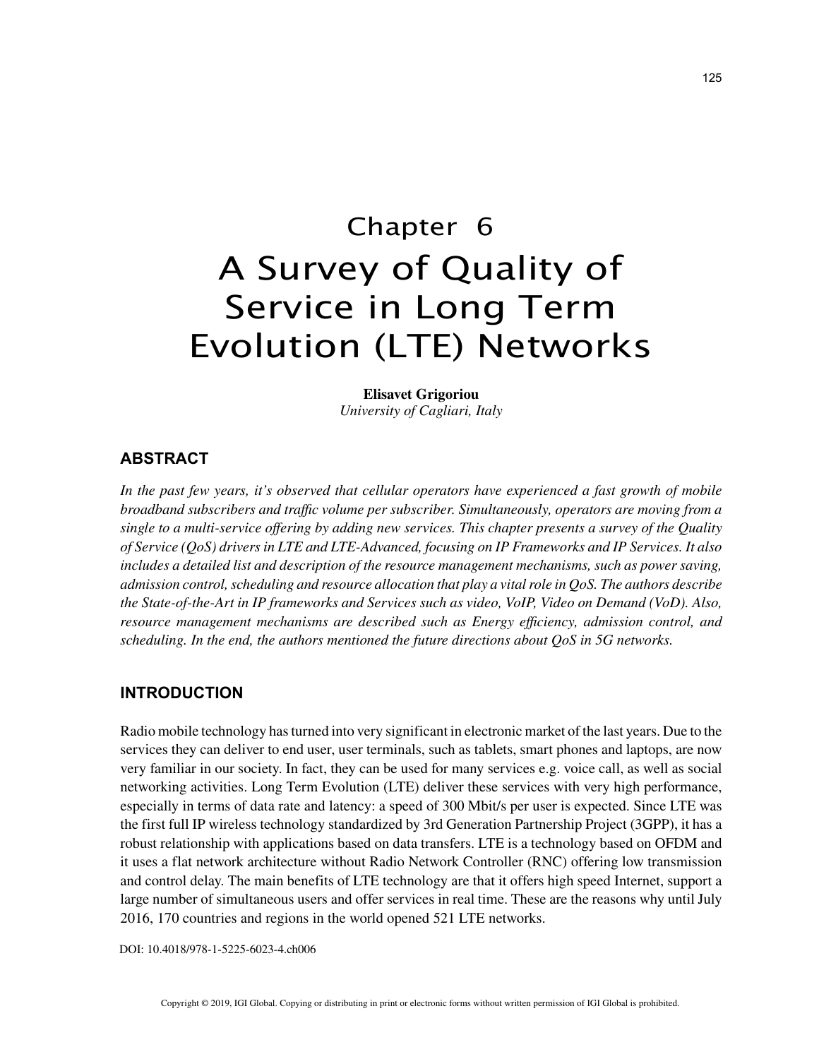# Chapter 6

# A Survey of Quality of Service in Long Term Evolution (LTE) Networks

**Elisavet Grigoriou**
*University of Cagliari, Italy*

## ABSTRACT

*In the past few years, it's observed that cellular operators have experienced a fast growth of mobile broadband subscribers and traffic volume per subscriber. Simultaneously, operators are moving from a single to a multi-service offering by adding new services. This chapter presents a survey of the Quality of Service (QoS) drivers in LTE and LTE-Advanced, focusing on IP Frameworks and IP Services. It also includes a detailed list and description of the resource management mechanisms, such as power saving, admission control, scheduling and resource allocation that play a vital role in QoS. The authors describe the State-of-the-Art in IP frameworks and Services such as video, VoIP, Video on Demand (VoD). Also, resource management mechanisms are described such as Energy efficiency, admission control, and scheduling. In the end, the authors mentioned the future directions about QoS in 5G networks.*

## INTRODUCTION

Radio mobile technology has turned into very significant in electronic market of the last years. Due to the services they can deliver to end user, user terminals, such as tablets, smart phones and laptops, are now very familiar in our society. In fact, they can be used for many services e.g. voice call, as well as social networking activities. Long Term Evolution (LTE) deliver these services with very high performance, especially in terms of data rate and latency: a speed of 300 Mbit/s per user is expected. Since LTE was the first full IP wireless technology standardized by 3rd Generation Partnership Project (3GPP), it has a robust relationship with applications based on data transfers. LTE is a technology based on OFDM and it uses a flat network architecture without Radio Network Controller (RNC) offering low transmission and control delay. The main benefits of LTE technology are that it offers high speed Internet, support a large number of simultaneous users and offer services in real time. These are the reasons why until July 2016, 170 countries and regions in the world opened 521 LTE networks.

DOI: 10.4018/978-1-5225-6023-4.ch006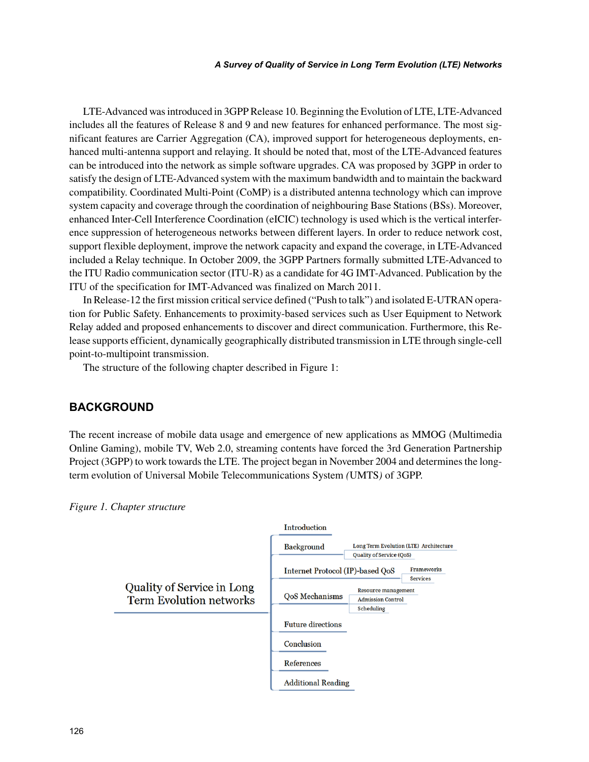LTE-Advanced was introduced in 3GPP Release 10. Beginning the Evolution of LTE, LTE-Advanced includes all the features of Release 8 and 9 and new features for enhanced performance. The most significant features are Carrier Aggregation (CA), improved support for heterogeneous deployments, enhanced multi-antenna support and relaying. It should be noted that, most of the LTE-Advanced features can be introduced into the network as simple software upgrades. CA was proposed by 3GPP in order to satisfy the design of LTE-Advanced system with the maximum bandwidth and to maintain the backward compatibility. Coordinated Multi-Point (CoMP) is a distributed antenna technology which can improve system capacity and coverage through the coordination of neighbouring Base Stations (BSs). Moreover, enhanced Inter-Cell Interference Coordination (eICIC) technology is used which is the vertical interference suppression of heterogeneous networks between different layers. In order to reduce network cost, support flexible deployment, improve the network capacity and expand the coverage, in LTE-Advanced included a Relay technique. In October 2009, the 3GPP Partners formally submitted LTE-Advanced to the ITU Radio communication sector (ITU-R) as a candidate for 4G IMT-Advanced. Publication by the ITU of the specification for IMT-Advanced was finalized on March 2011.

In Release-12 the first mission critical service defined ("Push to talk") and isolated E-UTRAN operation for Public Safety. Enhancements to proximity-based services such as User Equipment to Network Relay added and proposed enhancements to discover and direct communication. Furthermore, this Release supports efficient, dynamically geographically distributed transmission in LTE through single-cell point-to-multipoint transmission.

The structure of the following chapter described in Figure 1:

## BACKGROUND

The recent increase of mobile data usage and emergence of new applications as MMOG (Multimedia Online Gaming), mobile TV, Web 2.0, streaming contents have forced the 3rd Generation Partnership Project (3GPP) to work towards the LTE. The project began in November 2004 and determines the long-term evolution of Universal Mobile Telecommunications System *(*UMTS*)* of 3GPP.

*Figure 1. Chapter structure*

- Quality of Service in Long Term Evolution networks
  - Introduction
  - Background
    - Long Term Evolution (LTE) Architecture
    - Quality of Service (QoS)
  - Internet Protocol (IP)-based QoS
    - Frameworks
    - Services
  - QoS Mechanisms
    - Resource management
    - Admission Control
    - Scheduling
  - Future directions
  - Conclusion
  - References
  - Additional Reading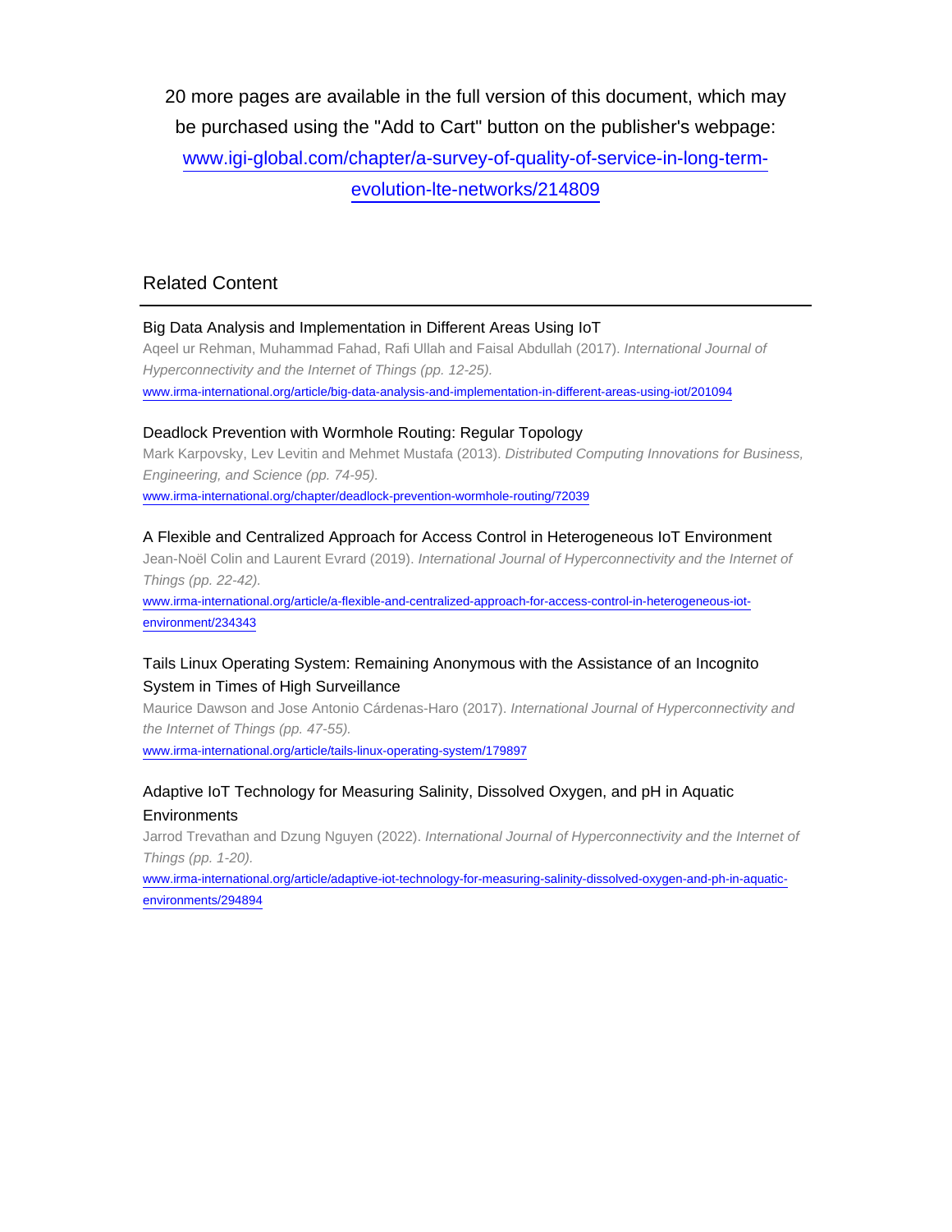20 more pages are available in the full version of this document, which may be purchased using the "Add to Cart" button on the publisher's webpage: www.igi-global.com/chapter/a-survey-of-quality-of-service-in-long-term-evolution-lte-networks/214809

## Related Content

**Big Data Analysis and Implementation in Different Areas Using IoT**
Aqeel ur Rehman, Muhammad Fahad, Rafi Ullah and Faisal Abdullah (2017). *International Journal of Hyperconnectivity and the Internet of Things (pp. 12-25).*
www.irma-international.org/article/big-data-analysis-and-implementation-in-different-areas-using-iot/201094

**Deadlock Prevention with Wormhole Routing: Regular Topology**
Mark Karpovsky, Lev Levitin and Mehmet Mustafa (2013). *Distributed Computing Innovations for Business, Engineering, and Science (pp. 74-95).*
www.irma-international.org/chapter/deadlock-prevention-wormhole-routing/72039

**A Flexible and Centralized Approach for Access Control in Heterogeneous IoT Environment**
Jean-Noël Colin and Laurent Evrard (2019). *International Journal of Hyperconnectivity and the Internet of Things (pp. 22-42).*
www.irma-international.org/article/a-flexible-and-centralized-approach-for-access-control-in-heterogeneous-iot-environment/234343

**Tails Linux Operating System: Remaining Anonymous with the Assistance of an Incognito System in Times of High Surveillance**
Maurice Dawson and Jose Antonio Cárdenas-Haro (2017). *International Journal of Hyperconnectivity and the Internet of Things (pp. 47-55).*
www.irma-international.org/article/tails-linux-operating-system/179897

**Adaptive IoT Technology for Measuring Salinity, Dissolved Oxygen, and pH in Aquatic Environments**
Jarrod Trevathan and Dzung Nguyen (2022). *International Journal of Hyperconnectivity and the Internet of Things (pp. 1-20).*
www.irma-international.org/article/adaptive-iot-technology-for-measuring-salinity-dissolved-oxygen-and-ph-in-aquatic-environments/294894